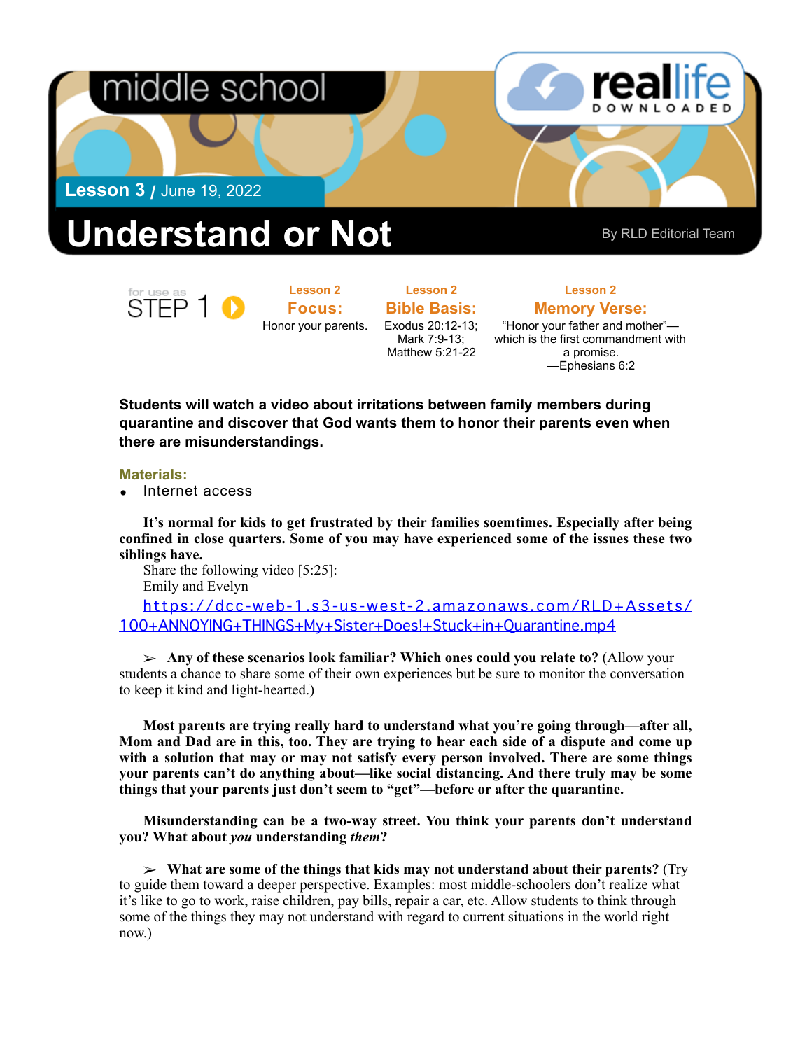middle school

reallife DOWNLOADED

**Lesson 3** / June 19, 2022

# Understand or Not

By RLD Editorial Team

for use as STEP 1

**Lesson 2**
**Focus:**
Honor your parents.

**Lesson 2**
**Bible Basis:**
Exodus 20:12-13; Mark 7:9-13; Matthew 5:21-22

**Lesson 2**
**Memory Verse:**
"Honor your father and mother"—which is the first commandment with a promise.
—Ephesians 6:2

**Students will watch a video about irritations between family members during quarantine and discover that God wants them to honor their parents even when there are misunderstandings.**

**Materials:**

- Internet access

**It's normal for kids to get frustrated by their families soemtimes. Especially after being confined in close quarters. Some of you may have experienced some of the issues these two siblings have.**

Share the following video [5:25]:
Emily and Evelyn
https://dcc-web-1.s3-us-west-2.amazonaws.com/RLD+Assets/100+ANNOYING+THINGS+My+Sister+Does!+Stuck+in+Quarantine.mp4

➢ **Any of these scenarios look familiar? Which ones could you relate to?** (Allow your students a chance to share some of their own experiences but be sure to monitor the conversation to keep it kind and light-hearted.)

**Most parents are trying really hard to understand what you're going through—after all, Mom and Dad are in this, too. They are trying to hear each side of a dispute and come up with a solution that may or may not satisfy every person involved. There are some things your parents can't do anything about—like social distancing. And there truly may be some things that your parents just don't seem to "get"—before or after the quarantine.**

**Misunderstanding can be a two-way street. You think your parents don't understand you? What about *you* understanding *them*?**

➢ **What are some of the things that kids may not understand about their parents?** (Try to guide them toward a deeper perspective. Examples: most middle-schoolers don't realize what it's like to go to work, raise children, pay bills, repair a car, etc. Allow students to think through some of the things they may not understand with regard to current situations in the world right now.)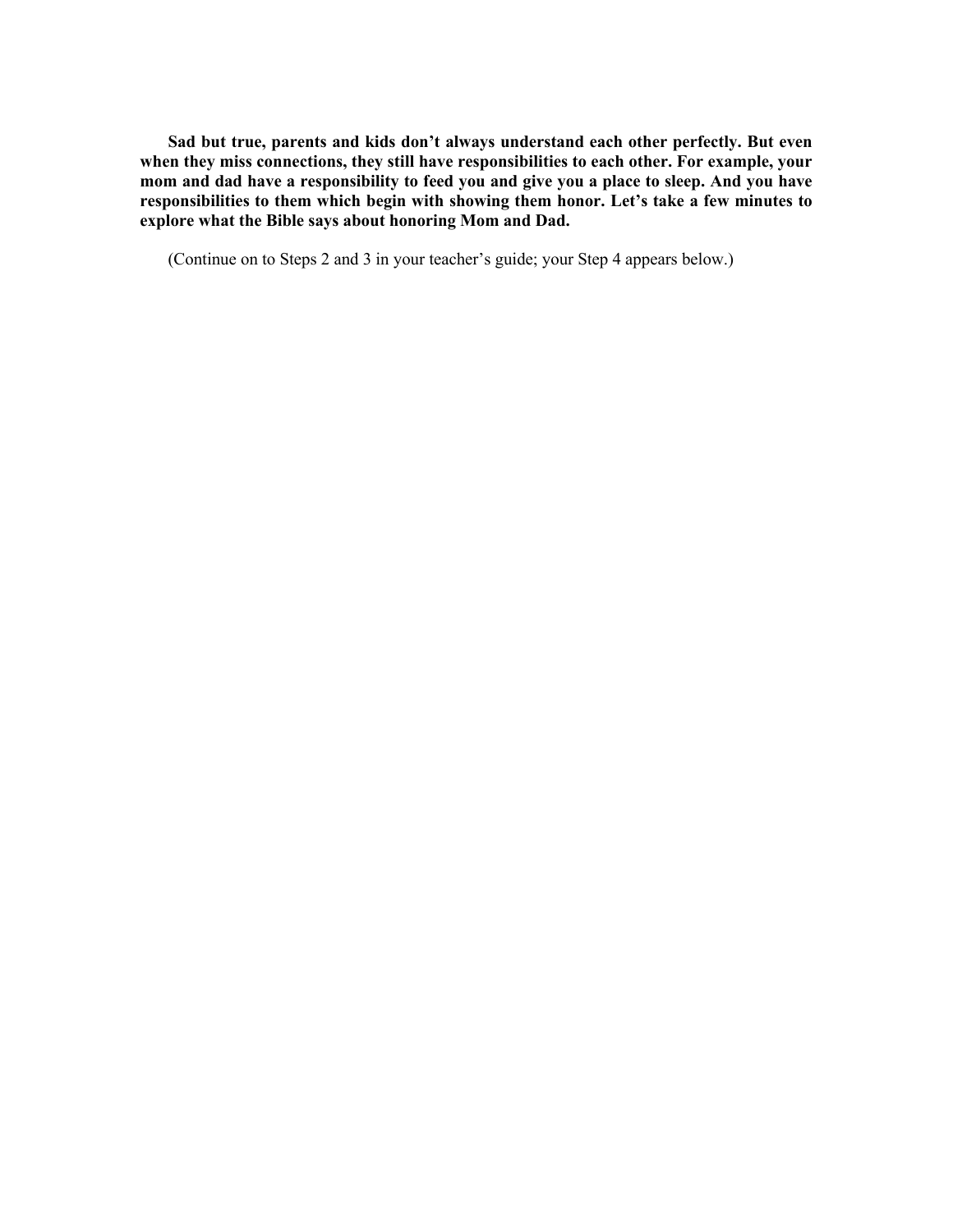**Sad but true, parents and kids don't always understand each other perfectly. But even when they miss connections, they still have responsibilities to each other. For example, your mom and dad have a responsibility to feed you and give you a place to sleep. And you have responsibilities to them which begin with showing them honor. Let's take a few minutes to explore what the Bible says about honoring Mom and Dad.**

(Continue on to Steps 2 and 3 in your teacher's guide; your Step 4 appears below.)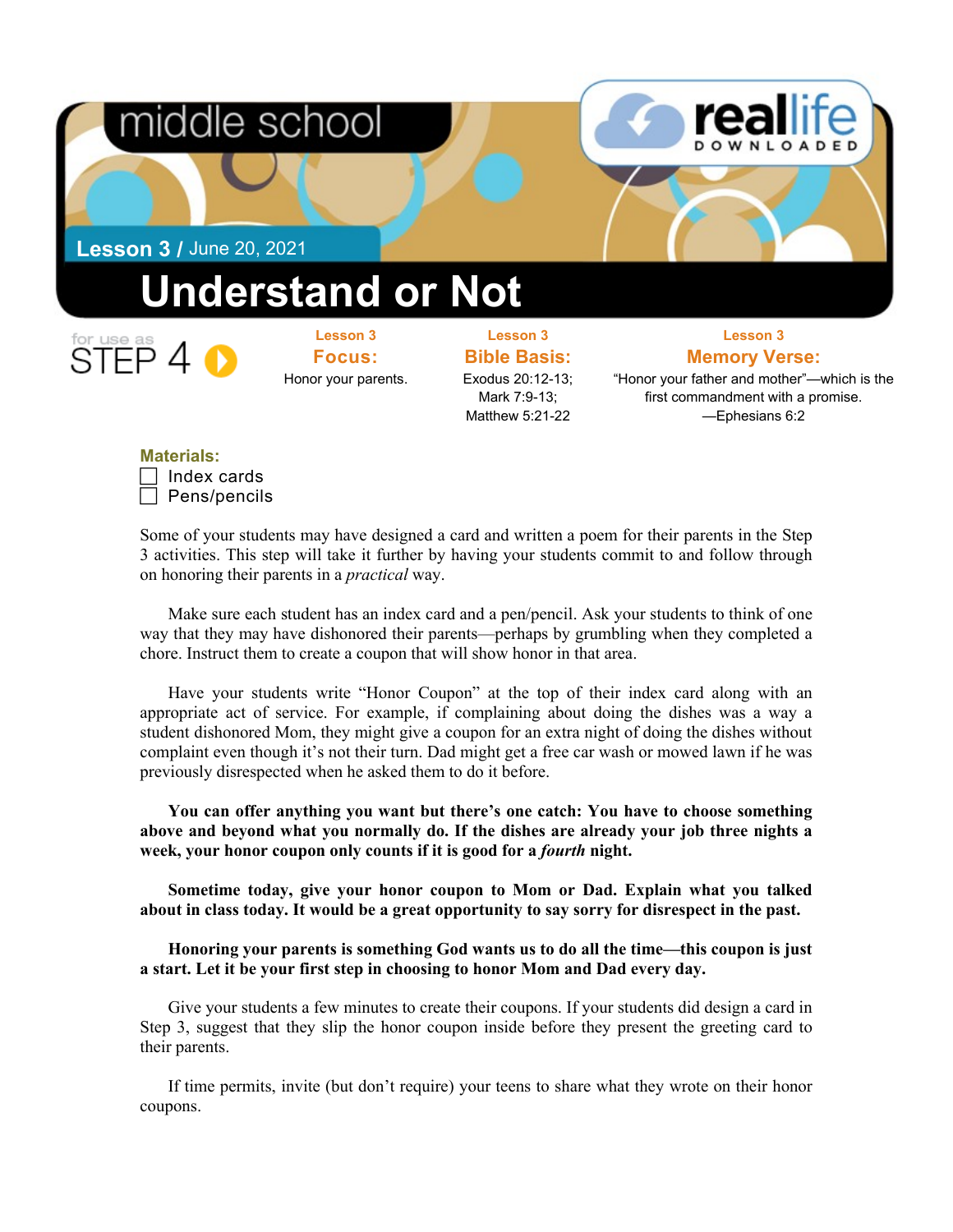middle school

**Lesson 3** / June 20, 2021

# Understand or Not

for use as STEP 4

**Lesson 3**
**Focus:**
Honor your parents.

**Lesson 3**
**Bible Basis:**
Exodus 20:12-13;
Mark 7:9-13;
Matthew 5:21-22

**Lesson 3**
**Memory Verse:**
"Honor your father and mother"—which is the first commandment with a promise.
—Ephesians 6:2

**Materials:**

- [ ] Index cards
- [ ] Pens/pencils

Some of your students may have designed a card and written a poem for their parents in the Step 3 activities. This step will take it further by having your students commit to and follow through on honoring their parents in a *practical* way.

Make sure each student has an index card and a pen/pencil. Ask your students to think of one way that they may have dishonored their parents—perhaps by grumbling when they completed a chore. Instruct them to create a coupon that will show honor in that area.

Have your students write "Honor Coupon" at the top of their index card along with an appropriate act of service. For example, if complaining about doing the dishes was a way a student dishonored Mom, they might give a coupon for an extra night of doing the dishes without complaint even though it's not their turn. Dad might get a free car wash or mowed lawn if he was previously disrespected when he asked them to do it before.

**You can offer anything you want but there's one catch: You have to choose something above and beyond what you normally do. If the dishes are already your job three nights a week, your honor coupon only counts if it is good for a *fourth* night.**

**Sometime today, give your honor coupon to Mom or Dad. Explain what you talked about in class today. It would be a great opportunity to say sorry for disrespect in the past.**

**Honoring your parents is something God wants us to do all the time—this coupon is just a start. Let it be your first step in choosing to honor Mom and Dad every day.**

Give your students a few minutes to create their coupons. If your students did design a card in Step 3, suggest that they slip the honor coupon inside before they present the greeting card to their parents.

If time permits, invite (but don't require) your teens to share what they wrote on their honor coupons.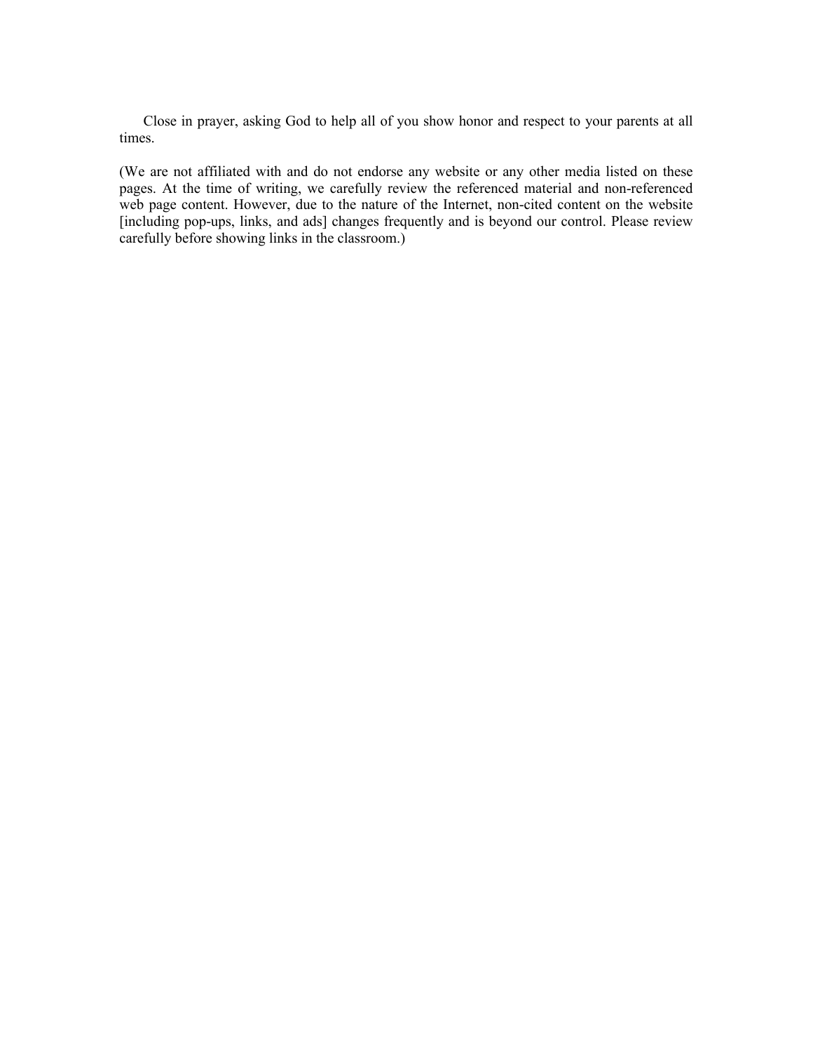Close in prayer, asking God to help all of you show honor and respect to your parents at all times.

(We are not affiliated with and do not endorse any website or any other media listed on these pages. At the time of writing, we carefully review the referenced material and non-referenced web page content. However, due to the nature of the Internet, non-cited content on the website [including pop-ups, links, and ads] changes frequently and is beyond our control. Please review carefully before showing links in the classroom.)